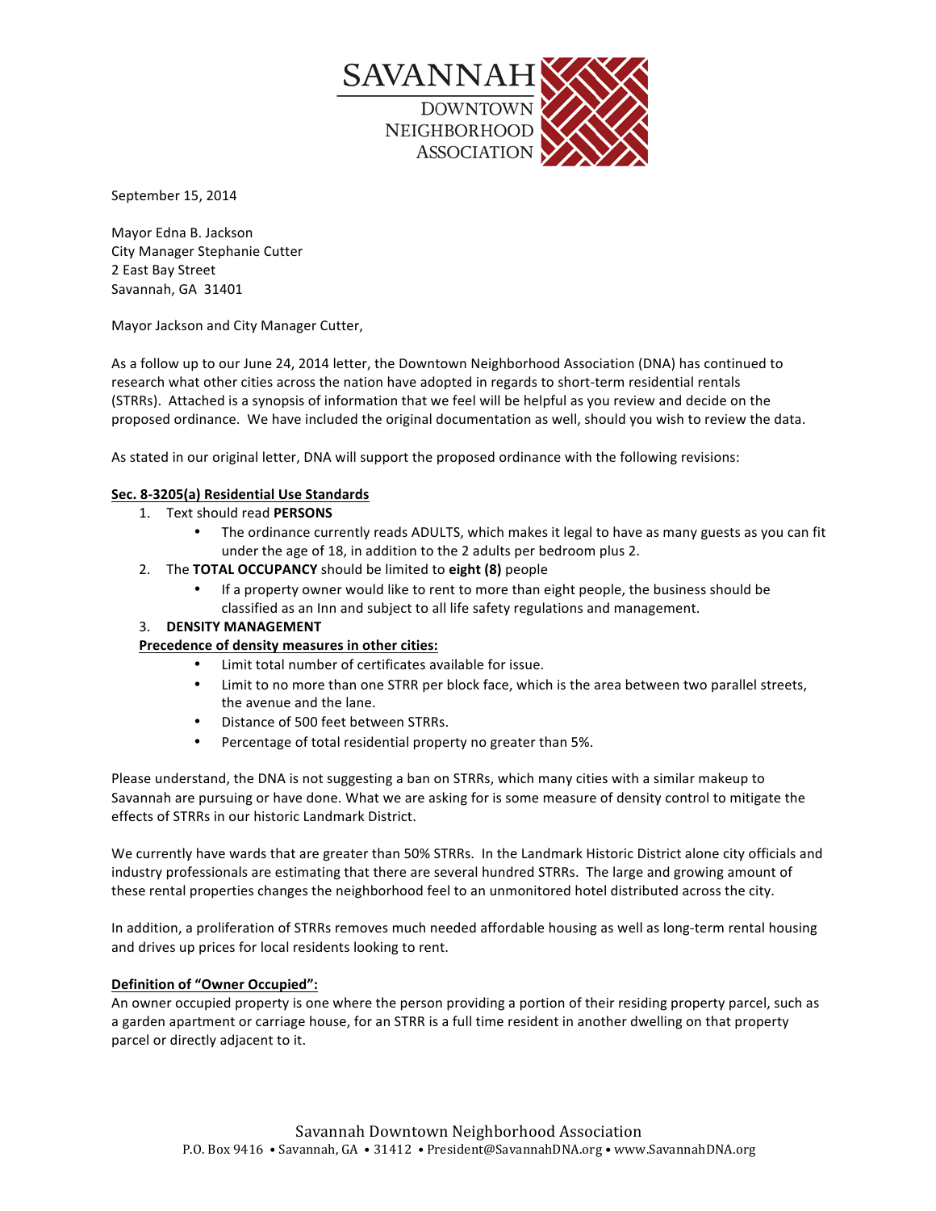SAVANNAH

DOWNTOWN NEIGHBORHOOD ASSOCIATION

September 15, 2014

Mayor Edna B. Jackson
City Manager Stephanie Cutter
2 East Bay Street
Savannah, GA 31401

Mayor Jackson and City Manager Cutter,

As a follow up to our June 24, 2014 letter, the Downtown Neighborhood Association (DNA) has continued to research what other cities across the nation have adopted in regards to short-term residential rentals (STRRs). Attached is a synopsis of information that we feel will be helpful as you review and decide on the proposed ordinance. We have included the original documentation as well, should you wish to review the data.

As stated in our original letter, DNA will support the proposed ordinance with the following revisions:

**<u>Sec. 8-3205(a) Residential Use Standards</u>**

1. Text should read **PERSONS**
   - The ordinance currently reads ADULTS, which makes it legal to have as many guests as you can fit under the age of 18, in addition to the 2 adults per bedroom plus 2.
2. The **TOTAL OCCUPANCY** should be limited to **eight (8)** people
   - If a property owner would like to rent to more than eight people, the business should be classified as an Inn and subject to all life safety regulations and management.
3. **DENSITY MANAGEMENT**

**<u>Precedence of density measures in other cities:</u>**

- Limit total number of certificates available for issue.
- Limit to no more than one STRR per block face, which is the area between two parallel streets, the avenue and the lane.
- Distance of 500 feet between STRRs.
- Percentage of total residential property no greater than 5%.

Please understand, the DNA is not suggesting a ban on STRRs, which many cities with a similar makeup to Savannah are pursuing or have done. What we are asking for is some measure of density control to mitigate the effects of STRRs in our historic Landmark District.

We currently have wards that are greater than 50% STRRs. In the Landmark Historic District alone city officials and industry professionals are estimating that there are several hundred STRRs. The large and growing amount of these rental properties changes the neighborhood feel to an unmonitored hotel distributed across the city.

In addition, a proliferation of STRRs removes much needed affordable housing as well as long-term rental housing and drives up prices for local residents looking to rent.

**<u>Definition of "Owner Occupied":</u>**

An owner occupied property is one where the person providing a portion of their residing property parcel, such as a garden apartment or carriage house, for an STRR is a full time resident in another dwelling on that property parcel or directly adjacent to it.

Savannah Downtown Neighborhood Association
P.O. Box 9416 • Savannah, GA • 31412 • President@SavannahDNA.org • www.SavannahDNA.org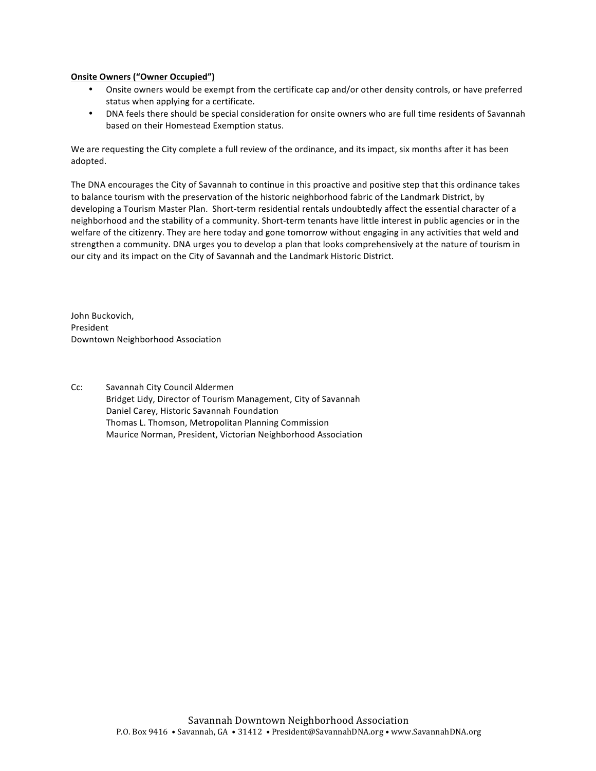**Onsite Owners ("Owner Occupied")**

- Onsite owners would be exempt from the certificate cap and/or other density controls, or have preferred status when applying for a certificate.
- DNA feels there should be special consideration for onsite owners who are full time residents of Savannah based on their Homestead Exemption status.

We are requesting the City complete a full review of the ordinance, and its impact, six months after it has been adopted.

The DNA encourages the City of Savannah to continue in this proactive and positive step that this ordinance takes to balance tourism with the preservation of the historic neighborhood fabric of the Landmark District, by developing a Tourism Master Plan. Short-term residential rentals undoubtedly affect the essential character of a neighborhood and the stability of a community. Short-term tenants have little interest in public agencies or in the welfare of the citizenry. They are here today and gone tomorrow without engaging in any activities that weld and strengthen a community. DNA urges you to develop a plan that looks comprehensively at the nature of tourism in our city and its impact on the City of Savannah and the Landmark Historic District.

John Buckovich,
President
Downtown Neighborhood Association

Cc: Savannah City Council Aldermen
Bridget Lidy, Director of Tourism Management, City of Savannah
Daniel Carey, Historic Savannah Foundation
Thomas L. Thomson, Metropolitan Planning Commission
Maurice Norman, President, Victorian Neighborhood Association

Savannah Downtown Neighborhood Association
P.O. Box 9416 • Savannah, GA • 31412 • President@SavannahDNA.org • www.SavannahDNA.org